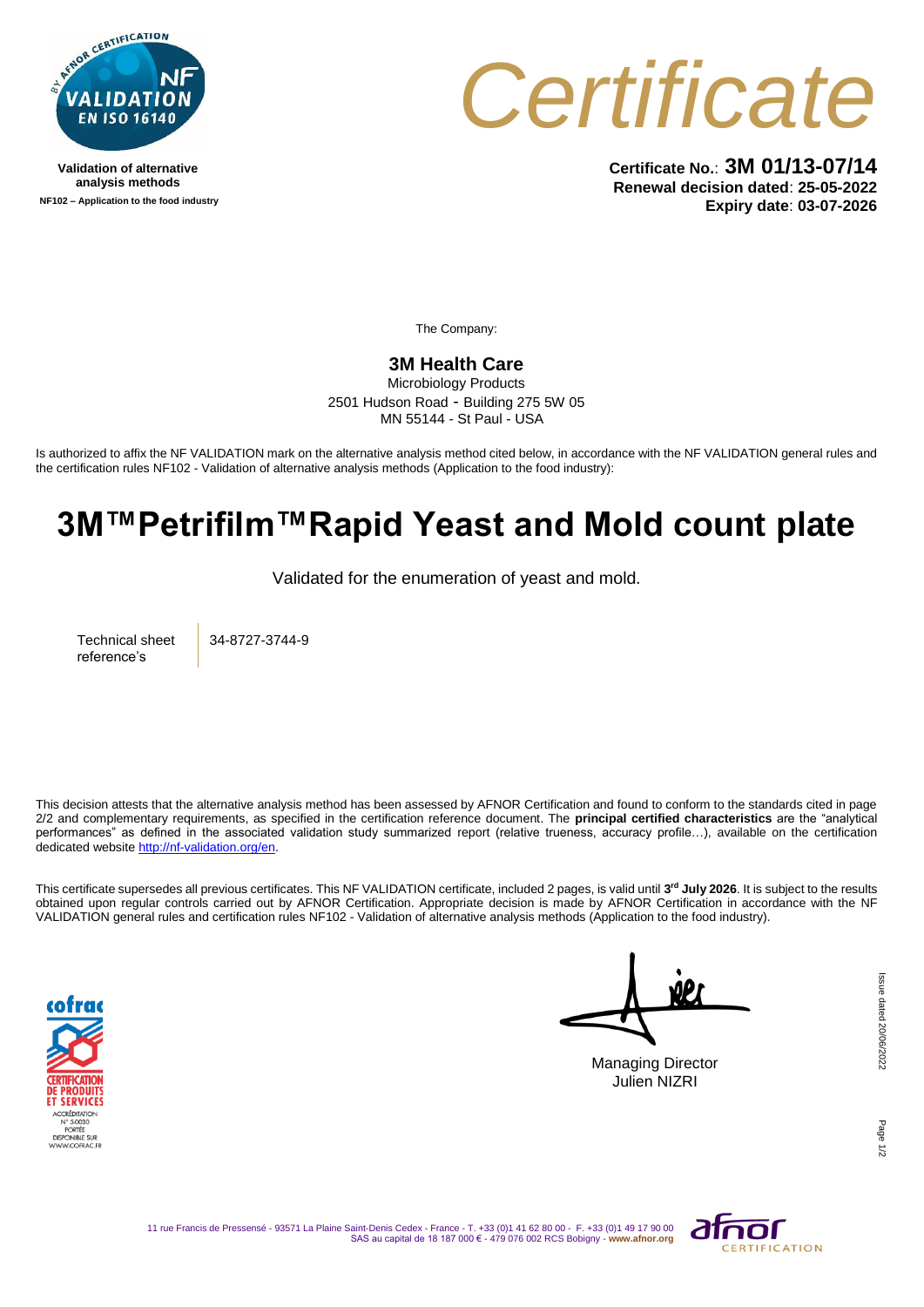Validation of alternative analysis methods

NF102 – Application to the food industry

# Certificate

**Certificate No.**: **3M 01/13-07/14**
**Renewal decision dated**: **25-05-2022**
**Expiry date**: **03-07-2026**

The Company:

**3M Health Care**
Microbiology Products
2501 Hudson Road - Building 275 5W 05
MN 55144 - St Paul - USA

Is authorized to affix the NF VALIDATION mark on the alternative analysis method cited below, in accordance with the NF VALIDATION general rules and the certification rules NF102 - Validation of alternative analysis methods (Application to the food industry):

# 3M™Petrifilm™Rapid Yeast and Mold count plate

Validated for the enumeration of yeast and mold.

| Technical sheet reference's | 34-8727-3744-9 |
|---|---|

This decision attests that the alternative analysis method has been assessed by AFNOR Certification and found to conform to the standards cited in page 2/2 and complementary requirements, as specified in the certification reference document. The **principal certified characteristics** are the "analytical performances" as defined in the associated validation study summarized report (relative trueness, accuracy profile…), available on the certification dedicated website http://nf-validation.org/en.

This certificate supersedes all previous certificates. This NF VALIDATION certificate, included 2 pages, is valid until **3rd July 2026**. It is subject to the results obtained upon regular controls carried out by AFNOR Certification. Appropriate decision is made by AFNOR Certification in accordance with the NF VALIDATION general rules and certification rules NF102 - Validation of alternative analysis methods (Application to the food industry).

Managing Director
Julien NIZRI

Issue dated 20/06/2022

11 rue Francis de Pressensé - 93571 La Plaine Saint-Denis Cedex - France - T. +33 (0)1 41 62 80 00 - F. +33 (0)1 49 17 90 00
SAS au capital de 18 187 000 € - 479 076 002 RCS Bobigny - www.afnor.org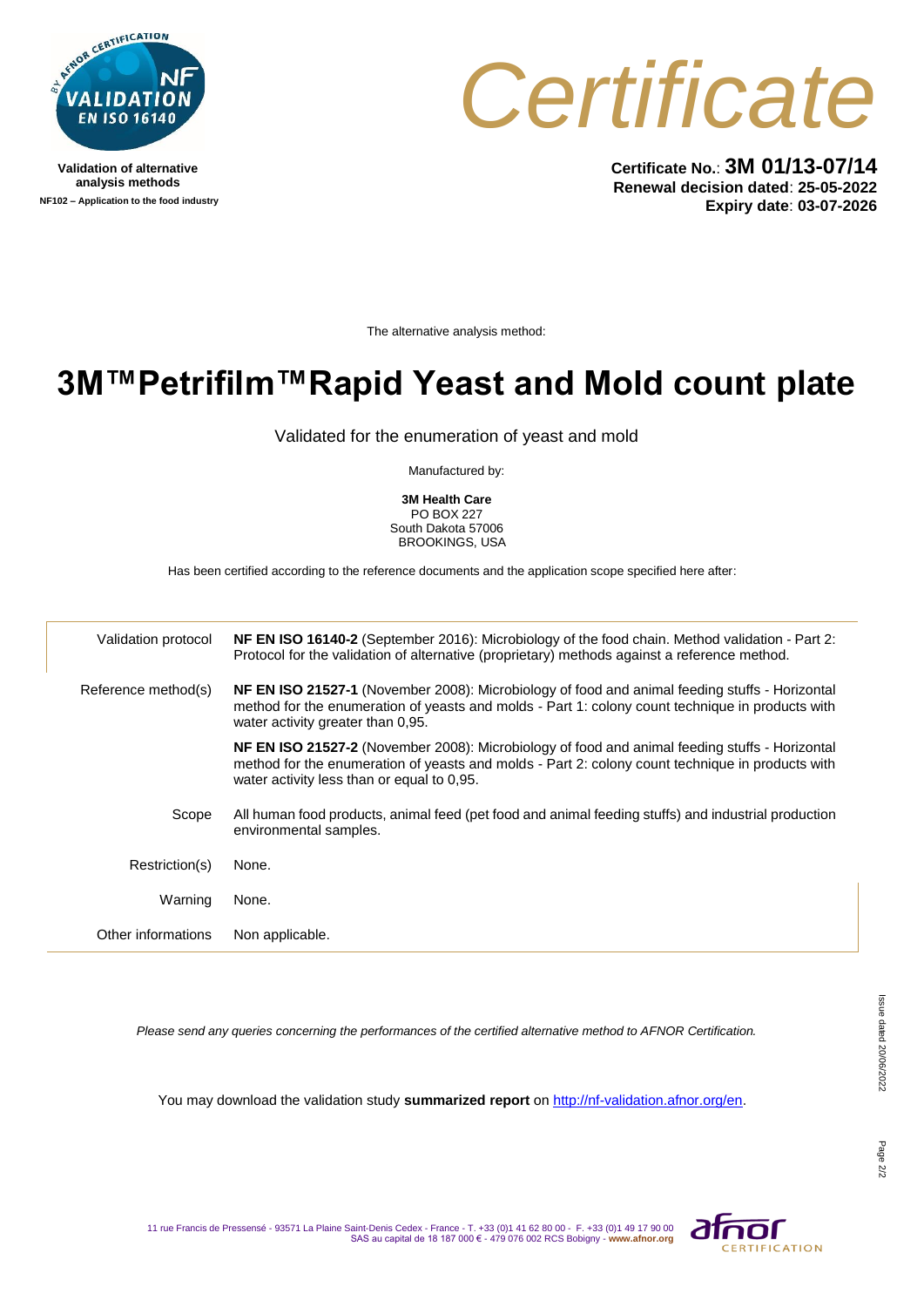Validation of alternative analysis methods

NF102 – Application to the food industry

# Certificate

**Certificate No.**: **3M 01/13-07/14**
**Renewal decision dated**: **25-05-2022**
**Expiry date**: **03-07-2026**

The alternative analysis method:

# 3M™Petrifilm™Rapid Yeast and Mold count plate

Validated for the enumeration of yeast and mold

Manufactured by:

**3M Health Care**
PO BOX 227
South Dakota 57006
BROOKINGS, USA

Has been certified according to the reference documents and the application scope specified here after:

| | |
|---|---|
| Validation protocol | **NF EN ISO 16140-2** (September 2016): Microbiology of the food chain. Method validation - Part 2: Protocol for the validation of alternative (proprietary) methods against a reference method. |
| Reference method(s) | **NF EN ISO 21527-1** (November 2008): Microbiology of food and animal feeding stuffs - Horizontal method for the enumeration of yeasts and molds - Part 1: colony count technique in products with water activity greater than 0,95. |
| | **NF EN ISO 21527-2** (November 2008): Microbiology of food and animal feeding stuffs - Horizontal method for the enumeration of yeasts and molds - Part 2: colony count technique in products with water activity less than or equal to 0,95. |
| Scope | All human food products, animal feed (pet food and animal feeding stuffs) and industrial production environmental samples. |
| Restriction(s) | None. |
| Warning | None. |
| Other informations | Non applicable. |

*Please send any queries concerning the performances of the certified alternative method to AFNOR Certification.*

You may download the validation study **summarized report** on http://nf-validation.afnor.org/en.

Issue dated 20/06/2022

11 rue Francis de Pressensé - 93571 La Plaine Saint-Denis Cedex - France - T. +33 (0)1 41 62 80 00 - F. +33 (0)1 49 17 90 00
SAS au capital de 18 187 000 € - 479 076 002 RCS Bobigny - **www.afnor.org**